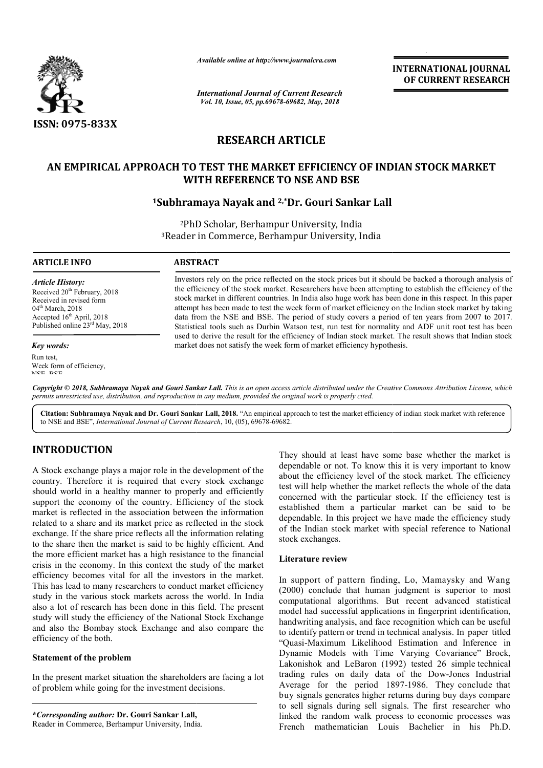ISSN: 0975-833X

*Available online at http://www.journalcra.com*

*International Journal of Current Research*
*Vol. 10, Issue, 05, pp.69678-69682, May, 2018*

**INTERNATIONAL JOURNAL OF CURRENT RESEARCH**

# RESEARCH ARTICLE

# AN EMPIRICAL APPROACH TO TEST THE MARKET EFFICIENCY OF INDIAN STOCK MARKET WITH REFERENCE TO NSE AND BSE

**[1]Subhramaya Nayak and [2,*]Dr. Gouri Sankar Lall**

[2]PhD Scholar, Berhampur University, India
[3]Reader in Commerce, Berhampur University, India

## ARTICLE INFO

*Article History:*
Received 20th February, 2018
Received in revised form
04th March, 2018
Accepted 16th April, 2018
Published online 23rd May, 2018

*Key words:*
Run test,
Week form of efficiency,
NSE, BSE

## ABSTRACT

Investors rely on the price reflected on the stock prices but it should be backed a thorough analysis of the efficiency of the stock market. Researchers have been attempting to establish the efficiency of the stock market in different countries. In India also huge work has been done in this respect. In this paper attempt has been made to test the week form of market efficiency on the Indian stock market by taking data from the NSE and BSE. The period of study covers a period of ten years from 2007 to 2017. Statistical tools such as Durbin Watson test, run test for normality and ADF unit root test has been used to derive the result for the efficiency of Indian stock market. The result shows that Indian stock market does not satisfy the week form of market efficiency hypothesis.

*Copyright © 2018, Subhramaya Nayak and Gouri Sankar Lall. This is an open access article distributed under the Creative Commons Attribution License, which permits unrestricted use, distribution, and reproduction in any medium, provided the original work is properly cited.*

**Citation: Subhramaya Nayak and Dr. Gouri Sankar Lall, 2018.** "An empirical approach to test the market efficiency of indian stock market with reference to NSE and BSE", *International Journal of Current Research*, 10, (05), 69678-69682.

## INTRODUCTION

A Stock exchange plays a major role in the development of the country. Therefore it is required that every stock exchange should world in a healthy manner to properly and efficiently support the economy of the country. Efficiency of the stock market is reflected in the association between the information related to a share and its market price as reflected in the stock exchange. If the share price reflects all the information relating to the share then the market is said to be highly efficient. And the more efficient market has a high resistance to the financial crisis in the economy. In this context the study of the market efficiency becomes vital for all the investors in the market. This has lead to many researchers to conduct market efficiency study in the various stock markets across the world. In India also a lot of research has been done in this field. The present study will study the efficiency of the National Stock Exchange and also the Bombay stock Exchange and also compare the efficiency of the both.

### Statement of the problem

In the present market situation the shareholders are facing a lot of problem while going for the investment decisions. They should at least have some base whether the market is dependable or not. To know this it is very important to know about the efficiency level of the stock market. The efficiency test will help whether the market reflects the whole of the data concerned with the particular stock. If the efficiency test is established them a particular market can be said to be dependable. In this project we have made the efficiency study of the Indian stock market with special reference to National stock exchanges.

### Literature review

In support of pattern finding, Lo, Mamaysky and Wang (2000) conclude that human judgment is superior to most computational algorithms. But recent advanced statistical model had successful applications in fingerprint identification, handwriting analysis, and face recognition which can be useful to identify pattern or trend in technical analysis. In paper titled "Quasi-Maximum Likelihood Estimation and Inference in Dynamic Models with Time Varying Covariance" Brock, Lakonishok and LeBaron (1992) tested 26 simple technical trading rules on daily data of the Dow-Jones Industrial Average for the period 1897-1986. They conclude that buy signals generates higher returns during buy days compare to sell signals during sell signals. The first researcher who linked the random walk process to economic processes was French mathematician Louis Bachelier in his Ph.D.

**\*Corresponding author: Dr. Gouri Sankar Lall,**
Reader in Commerce, Berhampur University, India.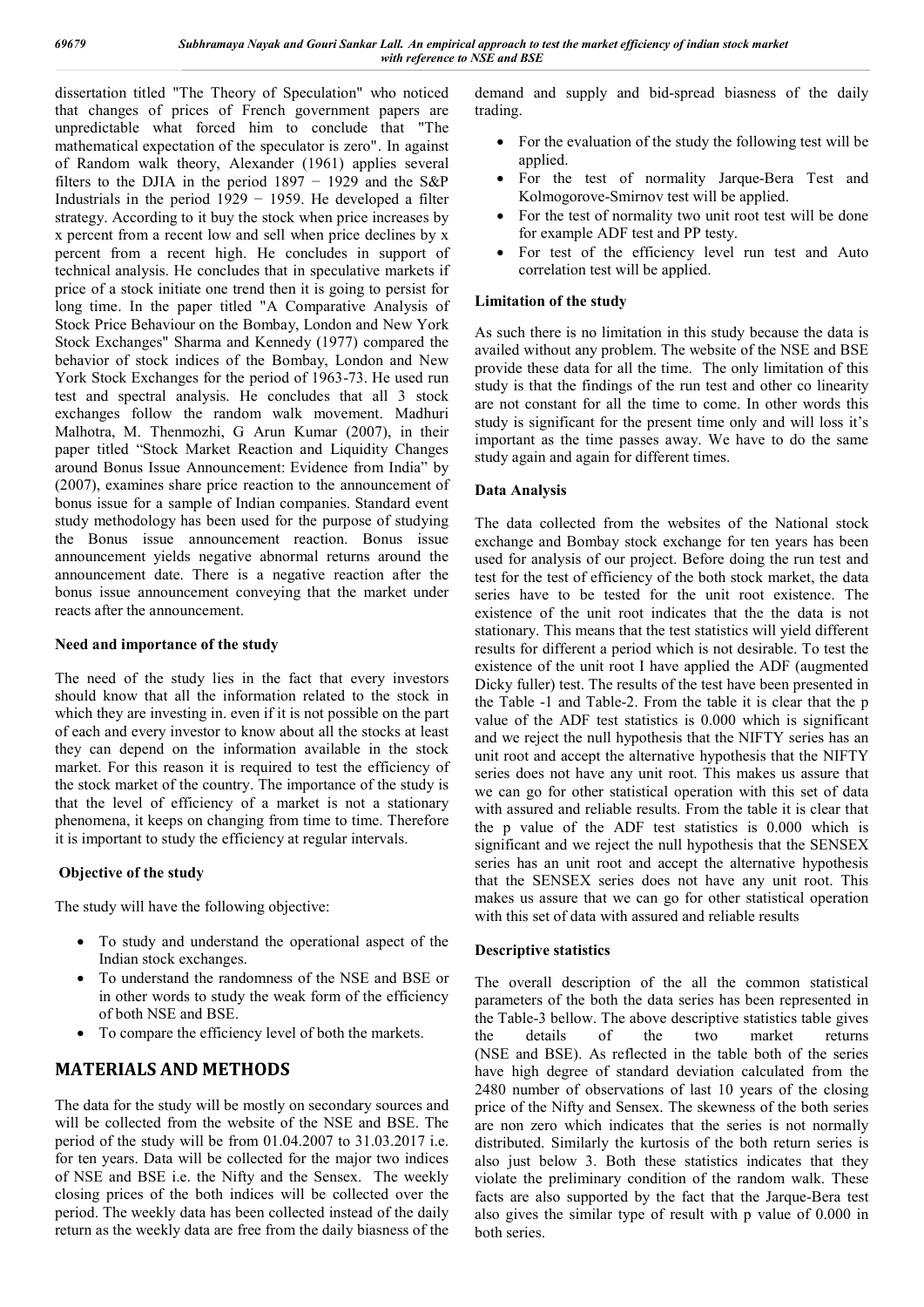dissertation titled "The Theory of Speculation" who noticed that changes of prices of French government papers are unpredictable what forced him to conclude that "The mathematical expectation of the speculator is zero". In against of Random walk theory, Alexander (1961) applies several filters to the DJIA in the period 1897 − 1929 and the S&P Industrials in the period 1929 − 1959. He developed a filter strategy. According to it buy the stock when price increases by x percent from a recent low and sell when price declines by x percent from a recent high. He concludes in support of technical analysis. He concludes that in speculative markets if price of a stock initiate one trend then it is going to persist for long time. In the paper titled "A Comparative Analysis of Stock Price Behaviour on the Bombay, London and New York Stock Exchanges" Sharma and Kennedy (1977) compared the behavior of stock indices of the Bombay, London and New York Stock Exchanges for the period of 1963-73. He used run test and spectral analysis. He concludes that all 3 stock exchanges follow the random walk movement. Madhuri Malhotra, M. Thenmozhi, G Arun Kumar (2007), in their paper titled "Stock Market Reaction and Liquidity Changes around Bonus Issue Announcement: Evidence from India" by (2007), examines share price reaction to the announcement of bonus issue for a sample of Indian companies. Standard event study methodology has been used for the purpose of studying the Bonus issue announcement reaction. Bonus issue announcement yields negative abnormal returns around the announcement date. There is a negative reaction after the bonus issue announcement conveying that the market under reacts after the announcement.

### Need and importance of the study

The need of the study lies in the fact that every investors should know that all the information related to the stock in which they are investing in. even if it is not possible on the part of each and every investor to know about all the stocks at least they can depend on the information available in the stock market. For this reason it is required to test the efficiency of the stock market of the country. The importance of the study is that the level of efficiency of a market is not a stationary phenomena, it keeps on changing from time to time. Therefore it is important to study the efficiency at regular intervals.

### Objective of the study

The study will have the following objective:

- To study and understand the operational aspect of the Indian stock exchanges.
- To understand the randomness of the NSE and BSE or in other words to study the weak form of the efficiency of both NSE and BSE.
- To compare the efficiency level of both the markets.

## MATERIALS AND METHODS

The data for the study will be mostly on secondary sources and will be collected from the website of the NSE and BSE. The period of the study will be from 01.04.2007 to 31.03.2017 i.e. for ten years. Data will be collected for the major two indices of NSE and BSE i.e. the Nifty and the Sensex. The weekly closing prices of the both indices will be collected over the period. The weekly data has been collected instead of the daily return as the weekly data are free from the daily biasness of the demand and supply and bid-spread biasness of the daily trading.

- For the evaluation of the study the following test will be applied.
- For the test of normality Jarque-Bera Test and Kolmogorove-Smirnov test will be applied.
- For the test of normality two unit root test will be done for example ADF test and PP testy.
- For test of the efficiency level run test and Auto correlation test will be applied.

### Limitation of the study

As such there is no limitation in this study because the data is availed without any problem. The website of the NSE and BSE provide these data for all the time. The only limitation of this study is that the findings of the run test and other co linearity are not constant for all the time to come. In other words this study is significant for the present time only and will loss it's important as the time passes away. We have to do the same study again and again for different times.

### Data Analysis

The data collected from the websites of the National stock exchange and Bombay stock exchange for ten years has been used for analysis of our project. Before doing the run test and test for the test of efficiency of the both stock market, the data series have to be tested for the unit root existence. The existence of the unit root indicates that the the data is not stationary. This means that the test statistics will yield different results for different a period which is not desirable. To test the existence of the unit root I have applied the ADF (augmented Dicky fuller) test. The results of the test have been presented in the Table -1 and Table-2. From the table it is clear that the p value of the ADF test statistics is 0.000 which is significant and we reject the null hypothesis that the NIFTY series has an unit root and accept the alternative hypothesis that the NIFTY series does not have any unit root. This makes us assure that we can go for other statistical operation with this set of data with assured and reliable results. From the table it is clear that the p value of the ADF test statistics is 0.000 which is significant and we reject the null hypothesis that the SENSEX series has an unit root and accept the alternative hypothesis that the SENSEX series does not have any unit root. This makes us assure that we can go for other statistical operation with this set of data with assured and reliable results

### Descriptive statistics

The overall description of the all the common statistical parameters of the both the data series has been represented in the Table-3 bellow. The above descriptive statistics table gives the details of the two market returns (NSE and BSE). As reflected in the table both of the series have high degree of standard deviation calculated from the 2480 number of observations of last 10 years of the closing price of the Nifty and Sensex. The skewness of the both series are non zero which indicates that the series is not normally distributed. Similarly the kurtosis of the both return series is also just below 3. Both these statistics indicates that they violate the preliminary condition of the random walk. These facts are also supported by the fact that the Jarque-Bera test also gives the similar type of result with p value of 0.000 in both series.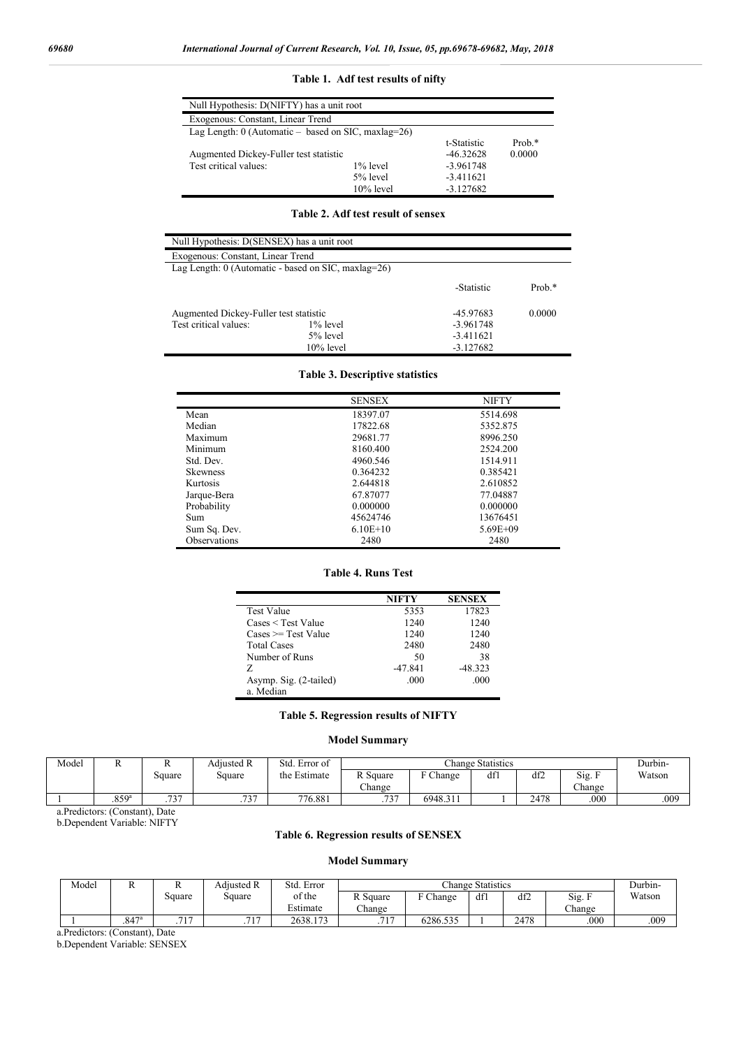**Table 1. Adf test results of nifty**

| Null Hypothesis: D(NIFTY) has a unit root | | | |
|---|---|---|---|
| Exogenous: Constant, Linear Trend | | | |
| Lag Length: 0 (Automatic – based on SIC, maxlag=26) | | | |
| | | t-Statistic | Prob.* |
| Augmented Dickey-Fuller test statistic | | -46.32628 | 0.0000 |
| Test critical values: | 1% level | -3.961748 | |
| | 5% level | -3.411621 | |
| | 10% level | -3.127682 | |

**Table 2. Adf test result of sensex**

| Null Hypothesis: D(SENSEX) has a unit root | | | |
|---|---|---|---|
| Exogenous: Constant, Linear Trend | | | |
| Lag Length: 0 (Automatic - based on SIC, maxlag=26) | | | |
| | | -Statistic | Prob.* |
| Augmented Dickey-Fuller test statistic | | -45.97683 | 0.0000 |
| Test critical values: | 1% level | -3.961748 | |
| | 5% level | -3.411621 | |
| | 10% level | -3.127682 | |

**Table 3. Descriptive statistics**

| | SENSEX | NIFTY |
|---|---|---|
| Mean | 18397.07 | 5514.698 |
| Median | 17822.68 | 5352.875 |
| Maximum | 29681.77 | 8996.250 |
| Minimum | 8160.400 | 2524.200 |
| Std. Dev. | 4960.546 | 1514.911 |
| Skewness | 0.364232 | 0.385421 |
| Kurtosis | 2.644818 | 2.610852 |
| Jarque-Bera | 67.87077 | 77.04887 |
| Probability | 0.000000 | 0.000000 |
| Sum | 45624746 | 13676451 |
| Sum Sq. Dev. | 6.10E+10 | 5.69E+09 |
| Observations | 2480 | 2480 |

**Table 4. Runs Test**

| | NIFTY | SENSEX |
|---|---|---|
| Test Value | 5353 | 17823 |
| Cases < Test Value | 1240 | 1240 |
| Cases >= Test Value | 1240 | 1240 |
| Total Cases | 2480 | 2480 |
| Number of Runs | 50 | 38 |
| Z | -47.841 | -48.323 |
| Asymp. Sig. (2-tailed) | .000 | .000 |

a. Median

**Table 5. Regression results of NIFTY**

**Model Summary**

| Model | R | R Square | Adjusted R Square | Std. Error of the Estimate | Change Statistics | | | | | Durbin-Watson |
|---|---|---|---|---|---|---|---|---|---|---|
| | | | | | R Square Change | F Change | df1 | df2 | Sig. F Change | |
| 1 | .859[a] | .737 | .737 | 776.881 | .737 | 6948.311 | 1 | 2478 | .000 | .009 |

a.Predictors: (Constant), Date

b.Dependent Variable: NIFTY

**Table 6. Regression results of SENSEX**

**Model Summary**

| Model | R | R Square | Adjusted R Square | Std. Error of the Estimate | Change Statistics | | | | | Durbin-Watson |
|---|---|---|---|---|---|---|---|---|---|---|
| | | | | | R Square Change | F Change | df1 | df2 | Sig. F Change | |
| 1 | .847[a] | .717 | .717 | 2638.173 | .717 | 6286.535 | 1 | 2478 | .000 | .009 |

a.Predictors: (Constant), Date

b.Dependent Variable: SENSEX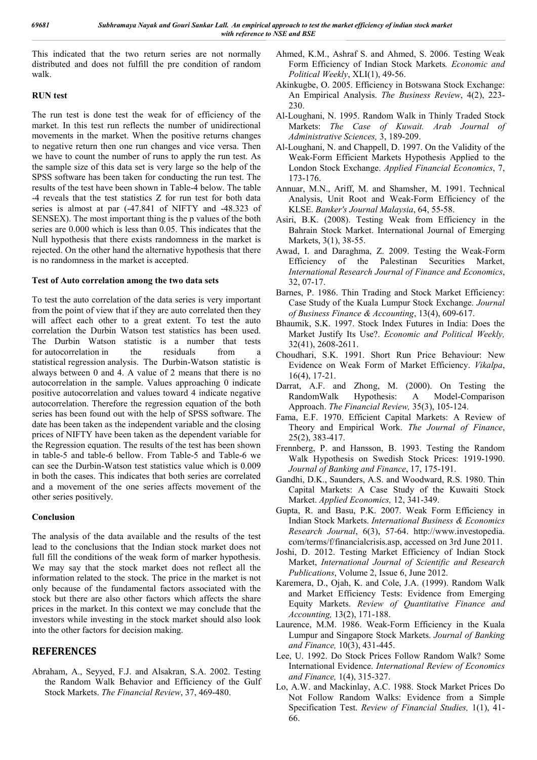This indicated that the two return series are not normally distributed and does not fulfill the pre condition of random walk.

### RUN test

The run test is done test the weak for of efficiency of the market. In this test run reflects the number of unidirectional movements in the market. When the positive returns changes to negative return then one run changes and vice versa. Then we have to count the number of runs to apply the run test. As the sample size of this data set is very large so the help of the SPSS software has been taken for conducting the run test. The results of the test have been shown in Table-4 below. The table -4 reveals that the test statistics Z for run test for both data series is almost at par (-47.841 of NIFTY and -48.323 of SENSEX). The most important thing is the p values of the both series are 0.000 which is less than 0.05. This indicates that the Null hypothesis that there exists randomness in the market is rejected. On the other hand the alternative hypothesis that there is no randomness in the market is accepted.

### Test of Auto correlation among the two data sets

To test the auto correlation of the data series is very important from the point of view that if they are auto correlated then they will affect each other to a great extent. To test the auto correlation the Durbin Watson test statistics has been used. The Durbin Watson statistic is a number that tests for autocorrelation in the residuals from a statistical regression analysis. The Durbin-Watson statistic is always between 0 and 4. A value of 2 means that there is no autocorrelation in the sample. Values approaching 0 indicate positive autocorrelation and values toward 4 indicate negative autocorrelation. Therefore the regression equation of the both series has been found out with the help of SPSS software. The date has been taken as the independent variable and the closing prices of NIFTY have been taken as the dependent variable for the Regression equation. The results of the test has been shown in table-5 and table-6 bellow. From Table-5 and Table-6 we can see the Durbin-Watson test statistics value which is 0.009 in both the cases. This indicates that both series are correlated and a movement of the one series affects movement of the other series positively.

### Conclusion

The analysis of the data available and the results of the test lead to the conclusions that the Indian stock market does not full fill the conditions of the weak form of marker hypothesis. We may say that the stock market does not reflect all the information related to the stock. The price in the market is not only because of the fundamental factors associated with the stock but there are also other factors which affects the share prices in the market. In this context we may conclude that the investors while investing in the stock market should also look into the other factors for decision making.

## REFERENCES

Abraham, A., Seyyed, F.J. and Alsakran, S.A. 2002. Testing the Random Walk Behavior and Efficiency of the Gulf Stock Markets. *The Financial Review*, 37, 469-480.

Ahmed, K.M., Ashraf S. and Ahmed, S. 2006. Testing Weak Form Efficiency of Indian Stock Markets*. Economic and Political Weekly*, XLI(1), 49-56.

Akinkugbe, O. 2005. Efficiency in Botswana Stock Exchange: An Empirical Analysis. *The Business Review*, 4(2), 223-230.

Al-Loughani, N. 1995. Random Walk in Thinly Traded Stock Markets: *The Case of Kuwait. Arab Journal of Administrative Sciences,* 3, 189-209.

Al-Loughani, N. and Chappell, D. 1997. On the Validity of the Weak-Form Efficient Markets Hypothesis Applied to the London Stock Exchange. *Applied Financial Economics*, 7, 173-176.

Annuar, M.N., Ariff, M. and Shamsher, M. 1991. Technical Analysis, Unit Root and Weak-Form Efficiency of the KLSE. *Banker's Journal Malaysia*, 64, 55-58.

Asiri, B.K. (2008). Testing Weak from Efficiency in the Bahrain Stock Market. International Journal of Emerging Markets, 3(1), 38-55.

Awad, I. and Daraghma, Z. 2009. Testing the Weak-Form Efficiency of the Palestinan Securities Market, *International Research Journal of Finance and Economics*, 32, 07-17.

Barnes, P. 1986. Thin Trading and Stock Market Efficiency: Case Study of the Kuala Lumpur Stock Exchange. *Journal of Business Finance & Accounting*, 13(4), 609-617.

Bhaumik, S.K. 1997. Stock Index Futures in India: Does the Market Justify Its Use?. *Economic and Political Weekly,* 32(41), 2608-2611.

Choudhari, S.K. 1991. Short Run Price Behaviour: New Evidence on Weak Form of Market Efficiency. *Vikalpa*, 16(4), 17-21.

Darrat, A.F. and Zhong, M. (2000). On Testing the RandomWalk Hypothesis: A Model-Comparison Approach. *The Financial Review,* 35(3), 105-124.

Fama, E.F. 1970. Efficient Capital Markets: A Review of Theory and Empirical Work. *The Journal of Finance*, 25(2), 383-417.

Frennberg, P. and Hansson, B. 1993. Testing the Random Walk Hypothesis on Swedish Stock Prices: 1919-1990. *Journal of Banking and Finance*, 17, 175-191.

Gandhi, D.K., Saunders, A.S. and Woodward, R.S. 1980. Thin Capital Markets: A Case Study of the Kuwaiti Stock Market. *Applied Economics,* 12, 341-349.

Gupta, R. and Basu, P.K. 2007. Weak Form Efficiency in Indian Stock Markets. *International Business & Economics Research Journal*, 6(3), 57-64. http://www.investopedia.com/terms/f/financialcrisis.asp, accessed on 3rd June 2011.

Joshi, D. 2012. Testing Market Efficiency of Indian Stock Market, *International Journal of Scientific and Research Publications*, Volume 2, Issue 6, June 2012.

Karemera, D., Ojah, K. and Cole, J.A. (1999). Random Walk and Market Efficiency Tests: Evidence from Emerging Equity Markets. *Review of Quantitative Finance and Accounting,* 13(2), 171-188.

Laurence, M.M. 1986. Weak-Form Efficiency in the Kuala Lumpur and Singapore Stock Markets. *Journal of Banking and Finance,* 10(3), 431-445.

Lee, U. 1992. Do Stock Prices Follow Random Walk? Some International Evidence. *International Review of Economics and Finance,* 1(4), 315-327.

Lo, A.W. and Mackinlay, A.C. 1988. Stock Market Prices Do Not Follow Random Walks: Evidence from a Simple Specification Test. *Review of Financial Studies,* 1(1), 41-66.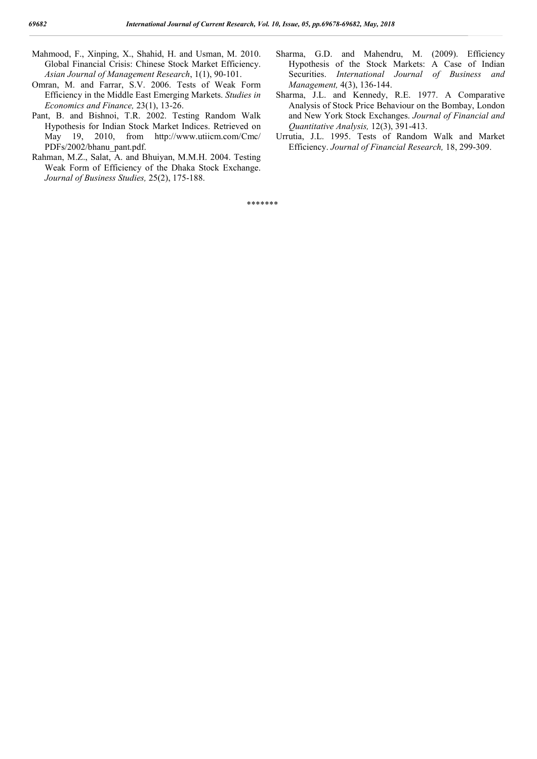Mahmood, F., Xinping, X., Shahid, H. and Usman, M. 2010. Global Financial Crisis: Chinese Stock Market Efficiency. *Asian Journal of Management Research*, 1(1), 90-101.

Omran, M. and Farrar, S.V. 2006. Tests of Weak Form Efficiency in the Middle East Emerging Markets. *Studies in Economics and Finance,* 23(1), 13-26.

Pant, B. and Bishnoi, T.R. 2002. Testing Random Walk Hypothesis for Indian Stock Market Indices. Retrieved on May 19, 2010, from http://www.utiicm.com/Cmc/PDFs/2002/bhanu_pant.pdf.

Rahman, M.Z., Salat, A. and Bhuiyan, M.M.H. 2004. Testing Weak Form of Efficiency of the Dhaka Stock Exchange. *Journal of Business Studies,* 25(2), 175-188.

Sharma, G.D. and Mahendru, M. (2009). Efficiency Hypothesis of the Stock Markets: A Case of Indian Securities. *International Journal of Business and Management,* 4(3), 136-144.

Sharma, J.L. and Kennedy, R.E. 1977. A Comparative Analysis of Stock Price Behaviour on the Bombay, London and New York Stock Exchanges. *Journal of Financial and Quantitative Analysis,* 12(3), 391-413.

Urrutia, J.L. 1995. Tests of Random Walk and Market Efficiency. *Journal of Financial Research,* 18, 299-309.

*******